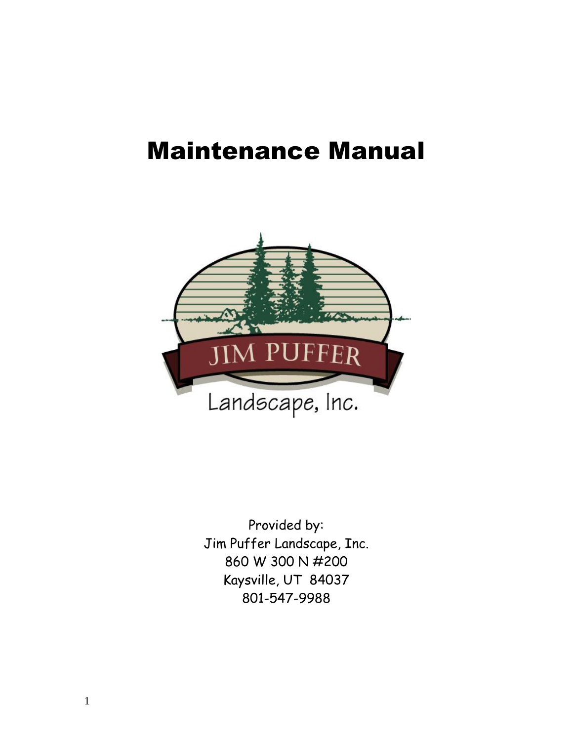# Maintenance Manual

JIM PUFFER

Landscape, Inc.

Provided by:
Jim Puffer Landscape, Inc.
860 W 300 N #200
Kaysville, UT 84037
801-547-9988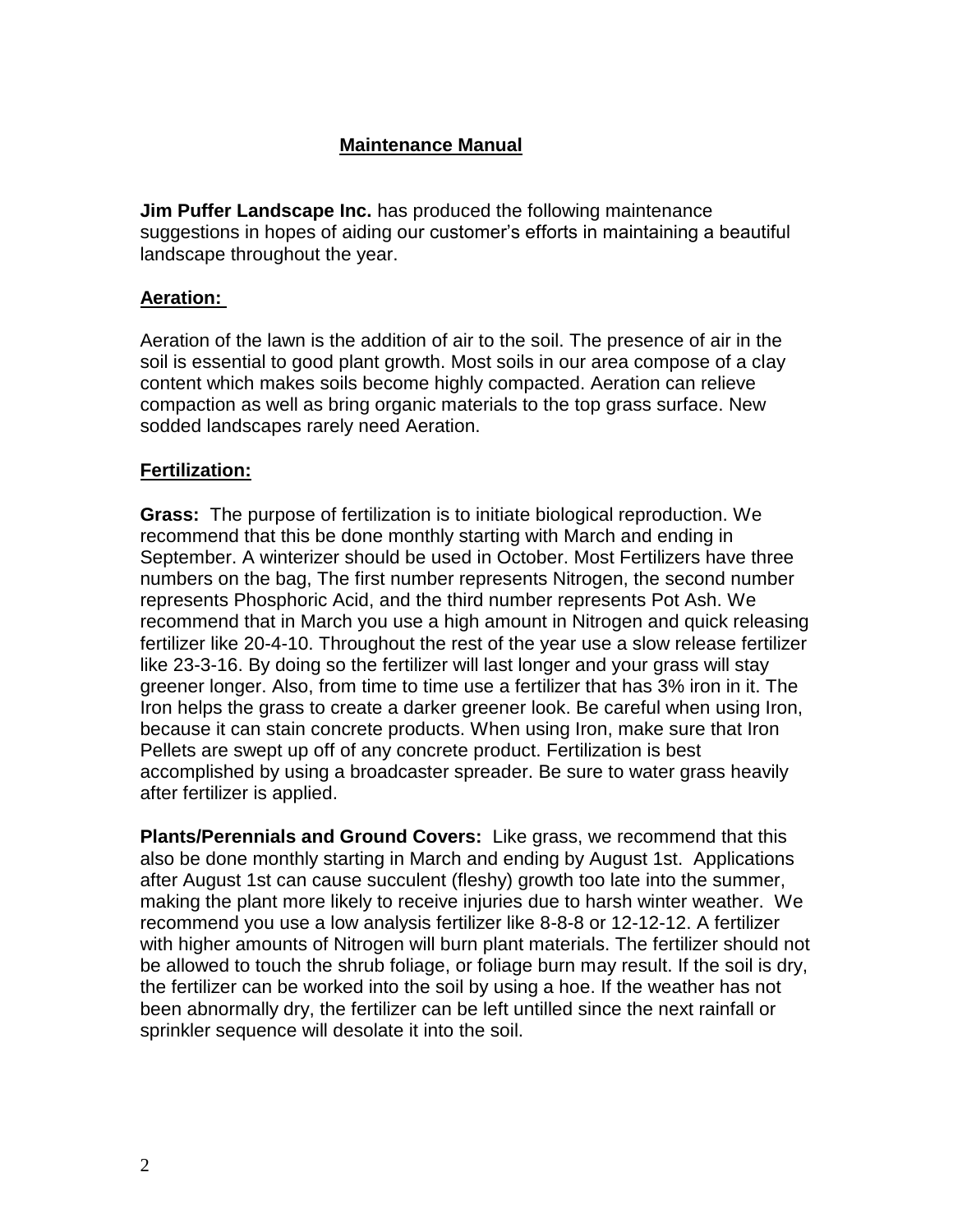# Maintenance Manual

**Jim Puffer Landscape Inc.** has produced the following maintenance suggestions in hopes of aiding our customer's efforts in maintaining a beautiful landscape throughout the year.

## Aeration:

Aeration of the lawn is the addition of air to the soil. The presence of air in the soil is essential to good plant growth. Most soils in our area compose of a clay content which makes soils become highly compacted. Aeration can relieve compaction as well as bring organic materials to the top grass surface. New sodded landscapes rarely need Aeration.

## Fertilization:

**Grass:** The purpose of fertilization is to initiate biological reproduction. We recommend that this be done monthly starting with March and ending in September. A winterizer should be used in October. Most Fertilizers have three numbers on the bag, The first number represents Nitrogen, the second number represents Phosphoric Acid, and the third number represents Pot Ash. We recommend that in March you use a high amount in Nitrogen and quick releasing fertilizer like 20-4-10. Throughout the rest of the year use a slow release fertilizer like 23-3-16. By doing so the fertilizer will last longer and your grass will stay greener longer. Also, from time to time use a fertilizer that has 3% iron in it. The Iron helps the grass to create a darker greener look. Be careful when using Iron, because it can stain concrete products. When using Iron, make sure that Iron Pellets are swept up off of any concrete product. Fertilization is best accomplished by using a broadcaster spreader. Be sure to water grass heavily after fertilizer is applied.

**Plants/Perennials and Ground Covers:** Like grass, we recommend that this also be done monthly starting in March and ending by August 1st. Applications after August 1st can cause succulent (fleshy) growth too late into the summer, making the plant more likely to receive injuries due to harsh winter weather. We recommend you use a low analysis fertilizer like 8-8-8 or 12-12-12. A fertilizer with higher amounts of Nitrogen will burn plant materials. The fertilizer should not be allowed to touch the shrub foliage, or foliage burn may result. If the soil is dry, the fertilizer can be worked into the soil by using a hoe. If the weather has not been abnormally dry, the fertilizer can be left untilled since the next rainfall or sprinkler sequence will desolate it into the soil.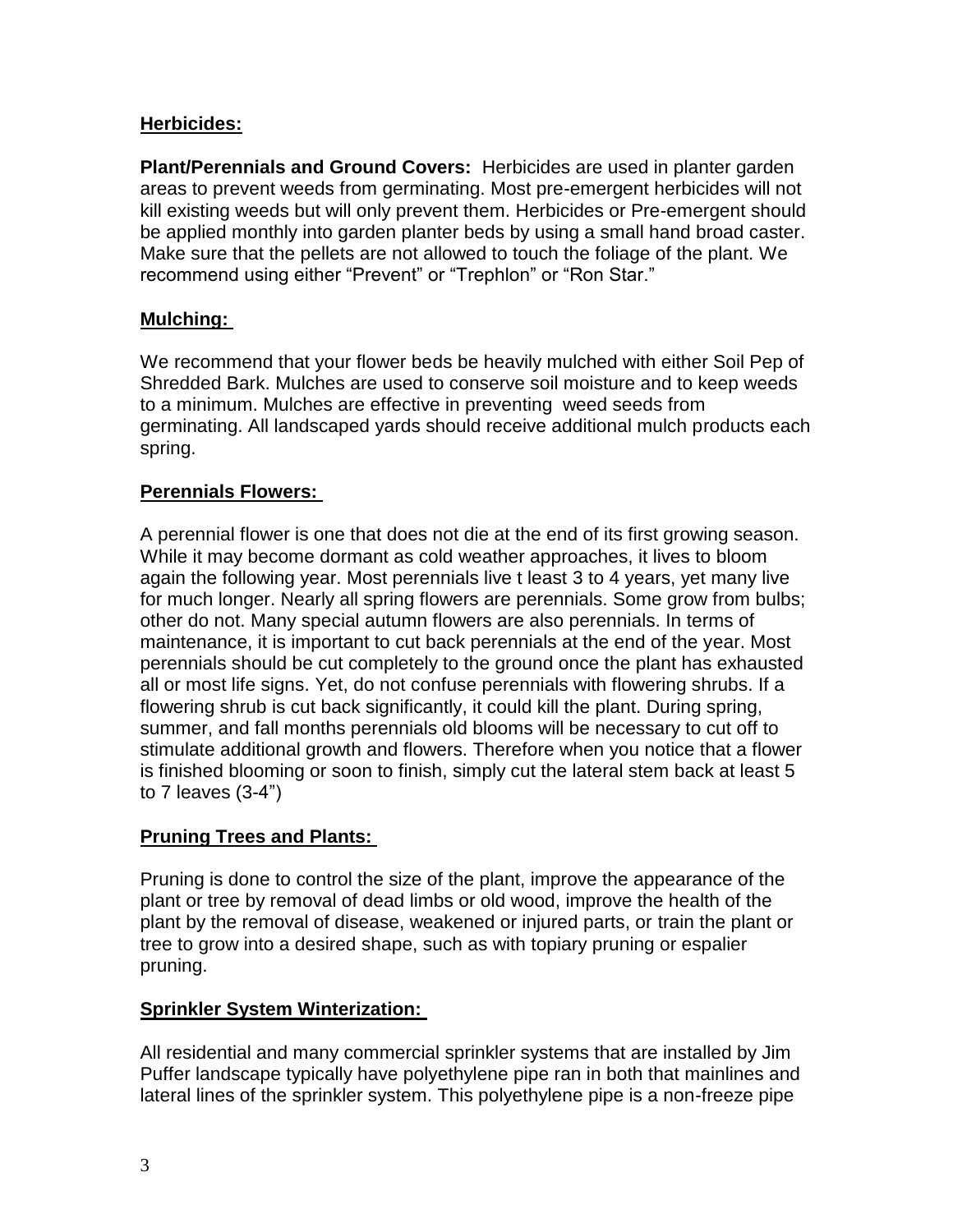## Herbicides:

**Plant/Perennials and Ground Covers:** Herbicides are used in planter garden areas to prevent weeds from germinating. Most pre-emergent herbicides will not kill existing weeds but will only prevent them. Herbicides or Pre-emergent should be applied monthly into garden planter beds by using a small hand broad caster. Make sure that the pellets are not allowed to touch the foliage of the plant. We recommend using either "Prevent" or "Trephlon" or "Ron Star."

## Mulching:

We recommend that your flower beds be heavily mulched with either Soil Pep of Shredded Bark. Mulches are used to conserve soil moisture and to keep weeds to a minimum. Mulches are effective in preventing weed seeds from germinating. All landscaped yards should receive additional mulch products each spring.

## Perennials Flowers:

A perennial flower is one that does not die at the end of its first growing season. While it may become dormant as cold weather approaches, it lives to bloom again the following year. Most perennials live t least 3 to 4 years, yet many live for much longer. Nearly all spring flowers are perennials. Some grow from bulbs; other do not. Many special autumn flowers are also perennials. In terms of maintenance, it is important to cut back perennials at the end of the year. Most perennials should be cut completely to the ground once the plant has exhausted all or most life signs. Yet, do not confuse perennials with flowering shrubs. If a flowering shrub is cut back significantly, it could kill the plant. During spring, summer, and fall months perennials old blooms will be necessary to cut off to stimulate additional growth and flowers. Therefore when you notice that a flower is finished blooming or soon to finish, simply cut the lateral stem back at least 5 to 7 leaves (3-4")

## Pruning Trees and Plants:

Pruning is done to control the size of the plant, improve the appearance of the plant or tree by removal of dead limbs or old wood, improve the health of the plant by the removal of disease, weakened or injured parts, or train the plant or tree to grow into a desired shape, such as with topiary pruning or espalier pruning.

## Sprinkler System Winterization:

All residential and many commercial sprinkler systems that are installed by Jim Puffer landscape typically have polyethylene pipe ran in both that mainlines and lateral lines of the sprinkler system. This polyethylene pipe is a non-freeze pipe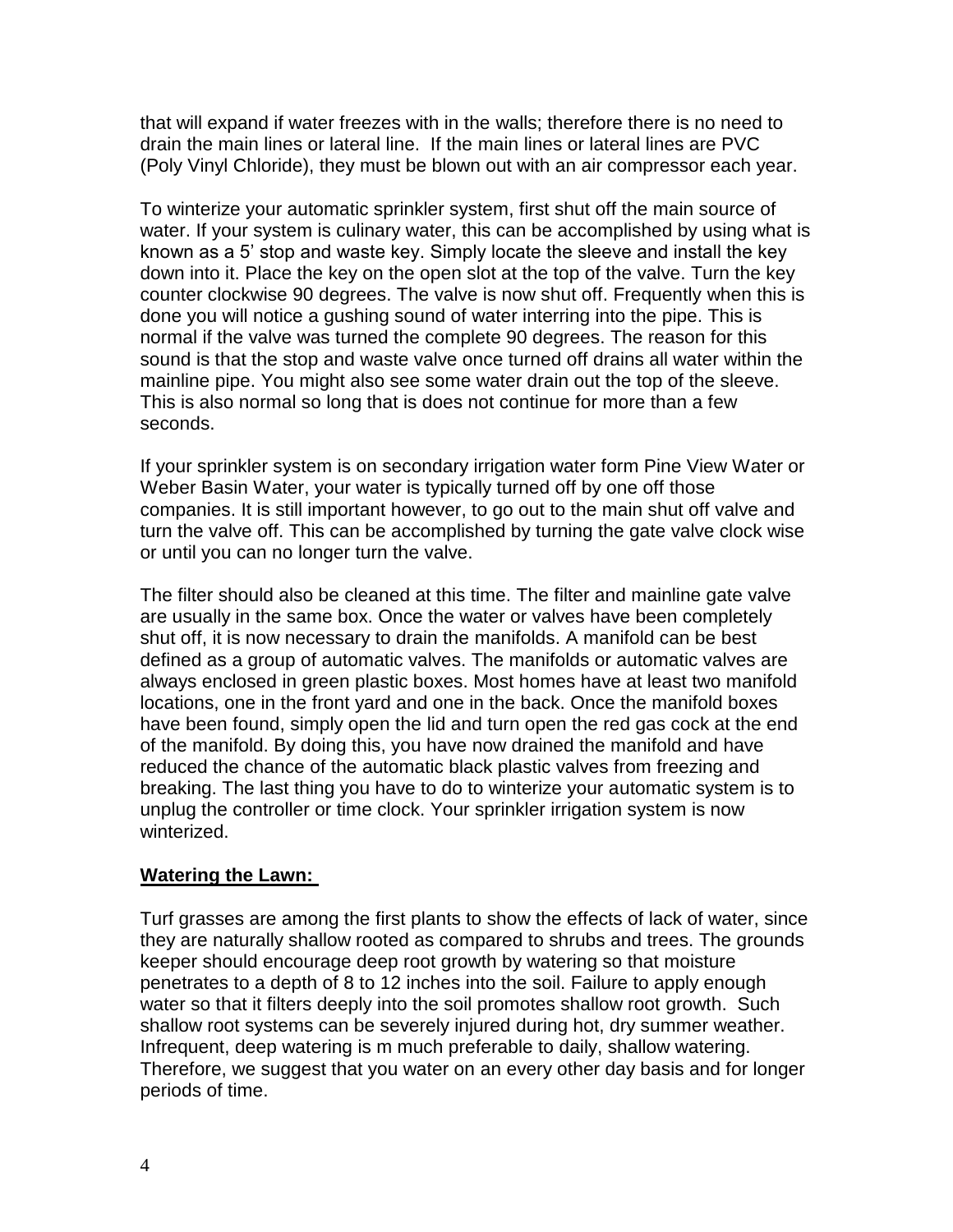that will expand if water freezes with in the walls; therefore there is no need to drain the main lines or lateral line. If the main lines or lateral lines are PVC (Poly Vinyl Chloride), they must be blown out with an air compressor each year.

To winterize your automatic sprinkler system, first shut off the main source of water. If your system is culinary water, this can be accomplished by using what is known as a 5' stop and waste key. Simply locate the sleeve and install the key down into it. Place the key on the open slot at the top of the valve. Turn the key counter clockwise 90 degrees. The valve is now shut off. Frequently when this is done you will notice a gushing sound of water interring into the pipe. This is normal if the valve was turned the complete 90 degrees. The reason for this sound is that the stop and waste valve once turned off drains all water within the mainline pipe. You might also see some water drain out the top of the sleeve. This is also normal so long that is does not continue for more than a few seconds.

If your sprinkler system is on secondary irrigation water form Pine View Water or Weber Basin Water, your water is typically turned off by one off those companies. It is still important however, to go out to the main shut off valve and turn the valve off. This can be accomplished by turning the gate valve clock wise or until you can no longer turn the valve.

The filter should also be cleaned at this time. The filter and mainline gate valve are usually in the same box. Once the water or valves have been completely shut off, it is now necessary to drain the manifolds. A manifold can be best defined as a group of automatic valves. The manifolds or automatic valves are always enclosed in green plastic boxes. Most homes have at least two manifold locations, one in the front yard and one in the back. Once the manifold boxes have been found, simply open the lid and turn open the red gas cock at the end of the manifold. By doing this, you have now drained the manifold and have reduced the chance of the automatic black plastic valves from freezing and breaking. The last thing you have to do to winterize your automatic system is to unplug the controller or time clock. Your sprinkler irrigation system is now winterized.

**Watering the Lawn:**

Turf grasses are among the first plants to show the effects of lack of water, since they are naturally shallow rooted as compared to shrubs and trees. The grounds keeper should encourage deep root growth by watering so that moisture penetrates to a depth of 8 to 12 inches into the soil. Failure to apply enough water so that it filters deeply into the soil promotes shallow root growth. Such shallow root systems can be severely injured during hot, dry summer weather. Infrequent, deep watering is m much preferable to daily, shallow watering. Therefore, we suggest that you water on an every other day basis and for longer periods of time.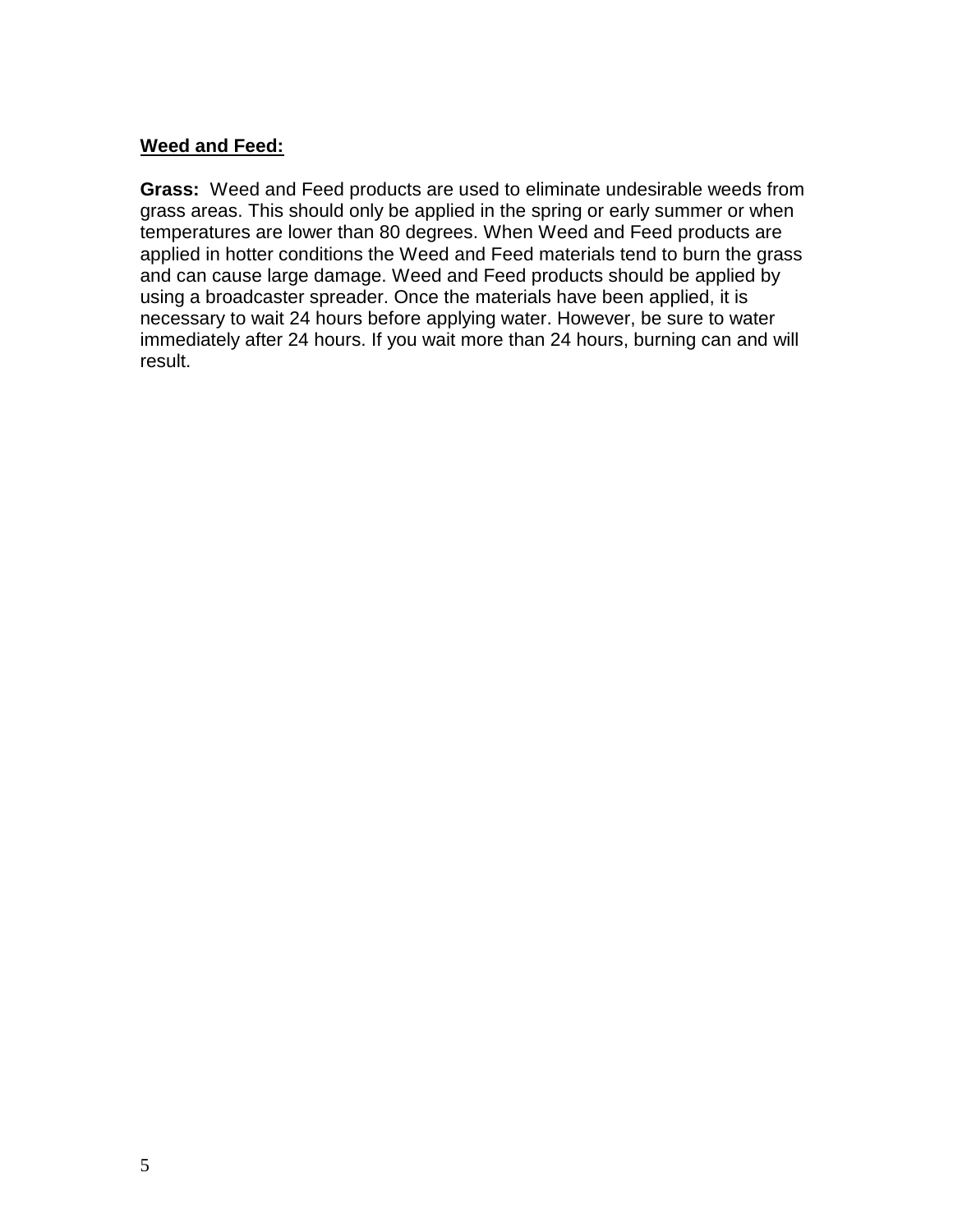**Weed and Feed:**

**Grass:** Weed and Feed products are used to eliminate undesirable weeds from grass areas. This should only be applied in the spring or early summer or when temperatures are lower than 80 degrees. When Weed and Feed products are applied in hotter conditions the Weed and Feed materials tend to burn the grass and can cause large damage. Weed and Feed products should be applied by using a broadcaster spreader. Once the materials have been applied, it is necessary to wait 24 hours before applying water. However, be sure to water immediately after 24 hours. If you wait more than 24 hours, burning can and will result.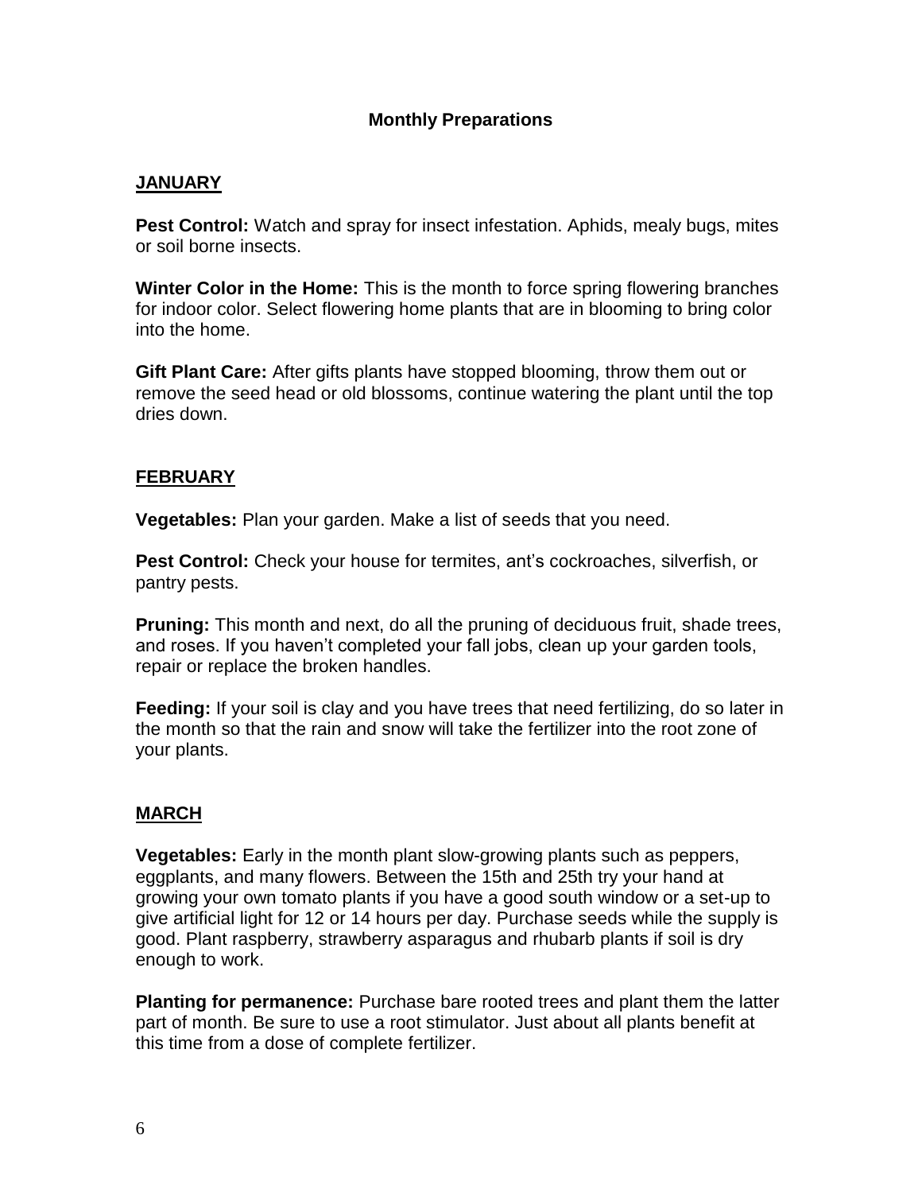## Monthly Preparations

### JANUARY

**Pest Control:** Watch and spray for insect infestation. Aphids, mealy bugs, mites or soil borne insects.

**Winter Color in the Home:** This is the month to force spring flowering branches for indoor color. Select flowering home plants that are in blooming to bring color into the home.

**Gift Plant Care:** After gifts plants have stopped blooming, throw them out or remove the seed head or old blossoms, continue watering the plant until the top dries down.

### FEBRUARY

**Vegetables:** Plan your garden. Make a list of seeds that you need.

**Pest Control:** Check your house for termites, ant's cockroaches, silverfish, or pantry pests.

**Pruning:** This month and next, do all the pruning of deciduous fruit, shade trees, and roses. If you haven't completed your fall jobs, clean up your garden tools, repair or replace the broken handles.

**Feeding:** If your soil is clay and you have trees that need fertilizing, do so later in the month so that the rain and snow will take the fertilizer into the root zone of your plants.

### MARCH

**Vegetables:** Early in the month plant slow-growing plants such as peppers, eggplants, and many flowers. Between the 15th and 25th try your hand at growing your own tomato plants if you have a good south window or a set-up to give artificial light for 12 or 14 hours per day. Purchase seeds while the supply is good. Plant raspberry, strawberry asparagus and rhubarb plants if soil is dry enough to work.

**Planting for permanence:** Purchase bare rooted trees and plant them the latter part of month. Be sure to use a root stimulator. Just about all plants benefit at this time from a dose of complete fertilizer.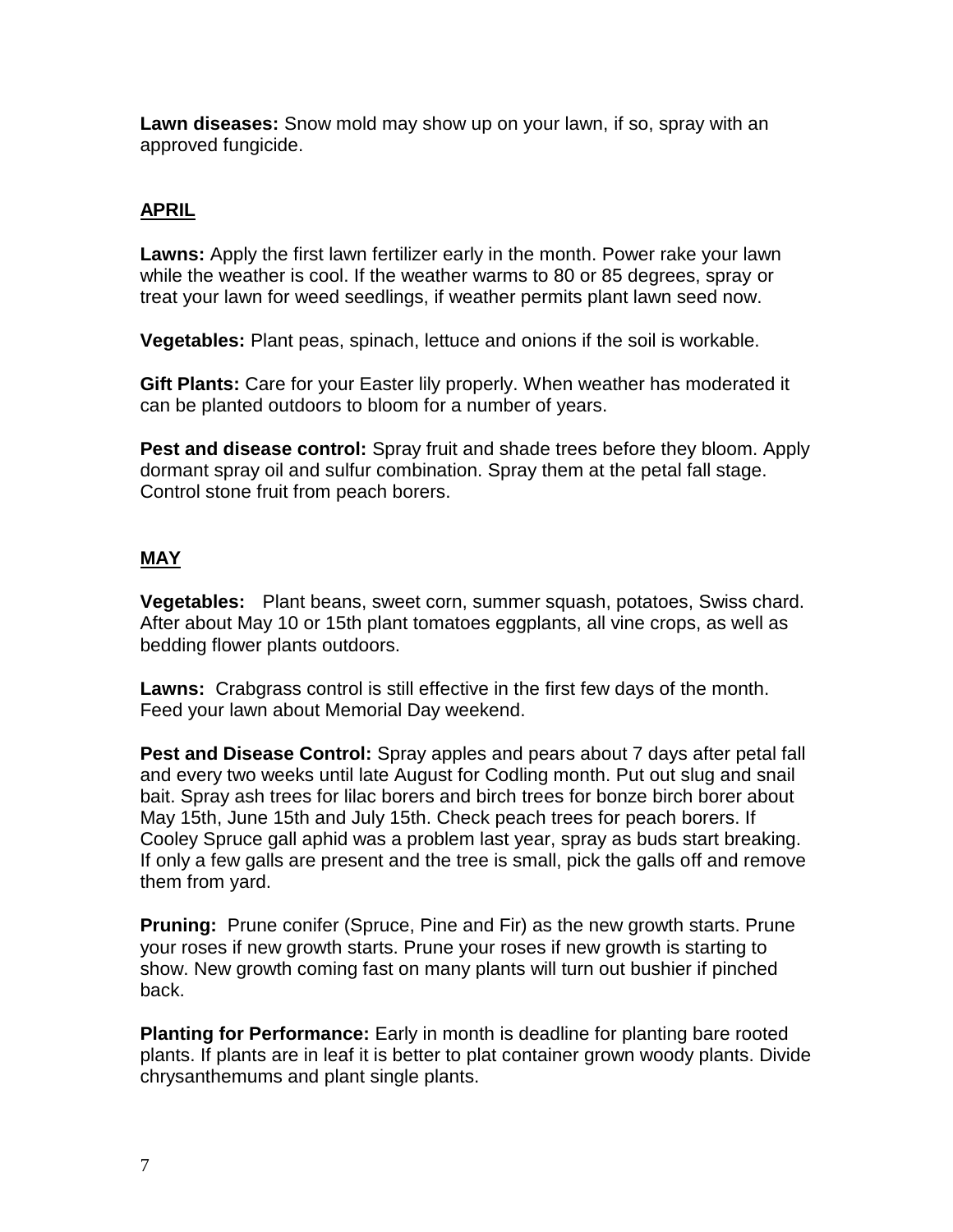**Lawn diseases:** Snow mold may show up on your lawn, if so, spray with an approved fungicide.

## APRIL

**Lawns:** Apply the first lawn fertilizer early in the month. Power rake your lawn while the weather is cool. If the weather warms to 80 or 85 degrees, spray or treat your lawn for weed seedlings, if weather permits plant lawn seed now.

**Vegetables:** Plant peas, spinach, lettuce and onions if the soil is workable.

**Gift Plants:** Care for your Easter lily properly. When weather has moderated it can be planted outdoors to bloom for a number of years.

**Pest and disease control:** Spray fruit and shade trees before they bloom. Apply dormant spray oil and sulfur combination. Spray them at the petal fall stage. Control stone fruit from peach borers.

## MAY

**Vegetables:** Plant beans, sweet corn, summer squash, potatoes, Swiss chard. After about May 10 or 15th plant tomatoes eggplants, all vine crops, as well as bedding flower plants outdoors.

**Lawns:** Crabgrass control is still effective in the first few days of the month. Feed your lawn about Memorial Day weekend.

**Pest and Disease Control:** Spray apples and pears about 7 days after petal fall and every two weeks until late August for Codling month. Put out slug and snail bait. Spray ash trees for lilac borers and birch trees for bonze birch borer about May 15th, June 15th and July 15th. Check peach trees for peach borers. If Cooley Spruce gall aphid was a problem last year, spray as buds start breaking. If only a few galls are present and the tree is small, pick the galls off and remove them from yard.

**Pruning:** Prune conifer (Spruce, Pine and Fir) as the new growth starts. Prune your roses if new growth starts. Prune your roses if new growth is starting to show. New growth coming fast on many plants will turn out bushier if pinched back.

**Planting for Performance:** Early in month is deadline for planting bare rooted plants. If plants are in leaf it is better to plat container grown woody plants. Divide chrysanthemums and plant single plants.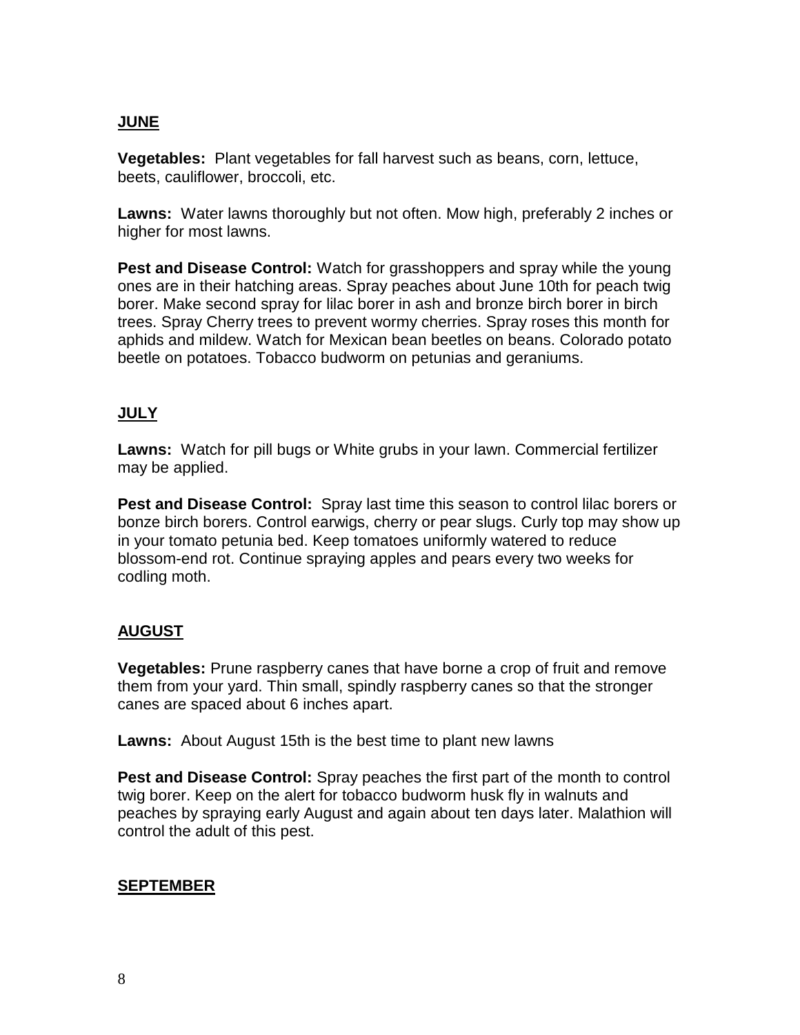## JUNE

**Vegetables:** Plant vegetables for fall harvest such as beans, corn, lettuce, beets, cauliflower, broccoli, etc.

**Lawns:** Water lawns thoroughly but not often. Mow high, preferably 2 inches or higher for most lawns.

**Pest and Disease Control:** Watch for grasshoppers and spray while the young ones are in their hatching areas. Spray peaches about June 10th for peach twig borer. Make second spray for lilac borer in ash and bronze birch borer in birch trees. Spray Cherry trees to prevent wormy cherries. Spray roses this month for aphids and mildew. Watch for Mexican bean beetles on beans. Colorado potato beetle on potatoes. Tobacco budworm on petunias and geraniums.

## JULY

**Lawns:** Watch for pill bugs or White grubs in your lawn. Commercial fertilizer may be applied.

**Pest and Disease Control:** Spray last time this season to control lilac borers or bonze birch borers. Control earwigs, cherry or pear slugs. Curly top may show up in your tomato petunia bed. Keep tomatoes uniformly watered to reduce blossom-end rot. Continue spraying apples and pears every two weeks for codling moth.

## AUGUST

**Vegetables:** Prune raspberry canes that have borne a crop of fruit and remove them from your yard. Thin small, spindly raspberry canes so that the stronger canes are spaced about 6 inches apart.

**Lawns:** About August 15th is the best time to plant new lawns

**Pest and Disease Control:** Spray peaches the first part of the month to control twig borer. Keep on the alert for tobacco budworm husk fly in walnuts and peaches by spraying early August and again about ten days later. Malathion will control the adult of this pest.

## SEPTEMBER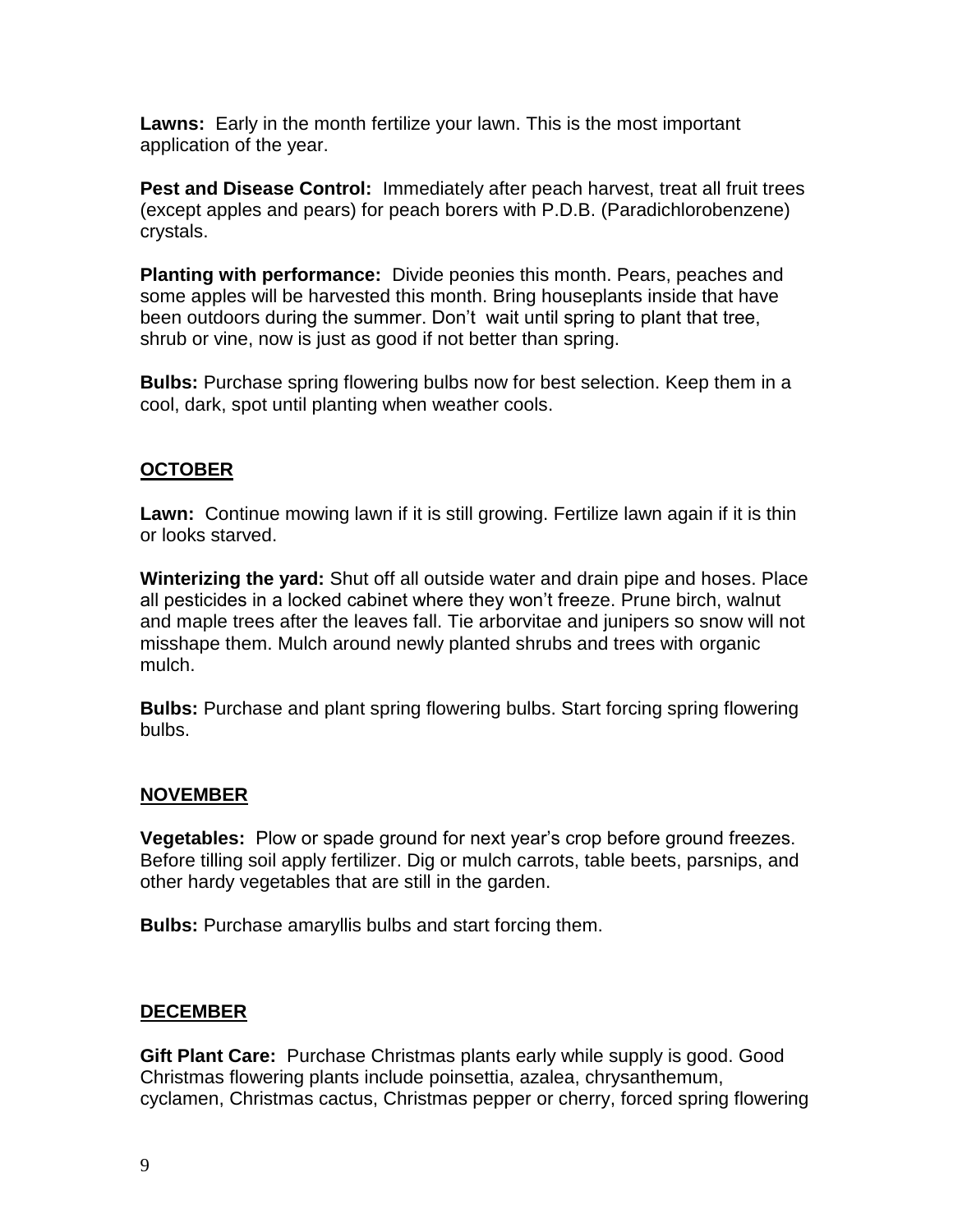**Lawns:** Early in the month fertilize your lawn. This is the most important application of the year.

**Pest and Disease Control:** Immediately after peach harvest, treat all fruit trees (except apples and pears) for peach borers with P.D.B. (Paradichlorobenzene) crystals.

**Planting with performance:** Divide peonies this month. Pears, peaches and some apples will be harvested this month. Bring houseplants inside that have been outdoors during the summer. Don't wait until spring to plant that tree, shrub or vine, now is just as good if not better than spring.

**Bulbs:** Purchase spring flowering bulbs now for best selection. Keep them in a cool, dark, spot until planting when weather cools.

## OCTOBER

**Lawn:** Continue mowing lawn if it is still growing. Fertilize lawn again if it is thin or looks starved.

**Winterizing the yard:** Shut off all outside water and drain pipe and hoses. Place all pesticides in a locked cabinet where they won't freeze. Prune birch, walnut and maple trees after the leaves fall. Tie arborvitae and junipers so snow will not misshape them. Mulch around newly planted shrubs and trees with organic mulch.

**Bulbs:** Purchase and plant spring flowering bulbs. Start forcing spring flowering bulbs.

## NOVEMBER

**Vegetables:** Plow or spade ground for next year's crop before ground freezes. Before tilling soil apply fertilizer. Dig or mulch carrots, table beets, parsnips, and other hardy vegetables that are still in the garden.

**Bulbs:** Purchase amaryllis bulbs and start forcing them.

## DECEMBER

**Gift Plant Care:** Purchase Christmas plants early while supply is good. Good Christmas flowering plants include poinsettia, azalea, chrysanthemum, cyclamen, Christmas cactus, Christmas pepper or cherry, forced spring flowering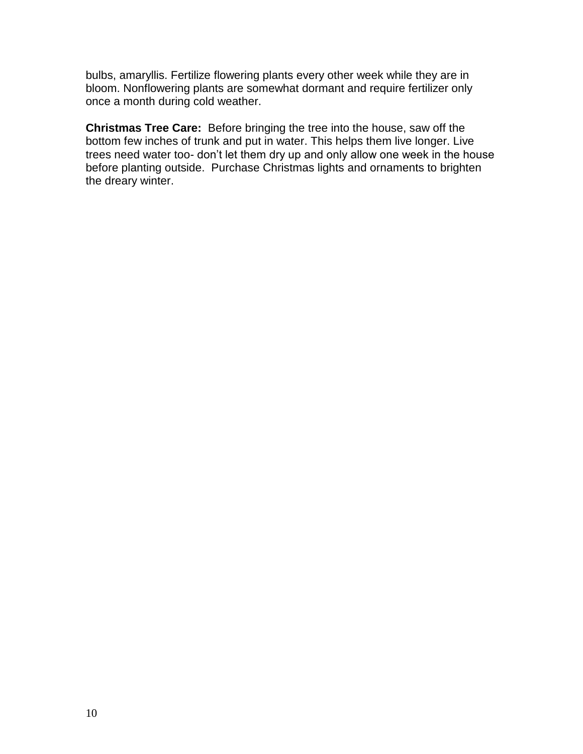bulbs, amaryllis. Fertilize flowering plants every other week while they are in bloom. Nonflowering plants are somewhat dormant and require fertilizer only once a month during cold weather.

**Christmas Tree Care:** Before bringing the tree into the house, saw off the bottom few inches of trunk and put in water. This helps them live longer. Live trees need water too- don't let them dry up and only allow one week in the house before planting outside. Purchase Christmas lights and ornaments to brighten the dreary winter.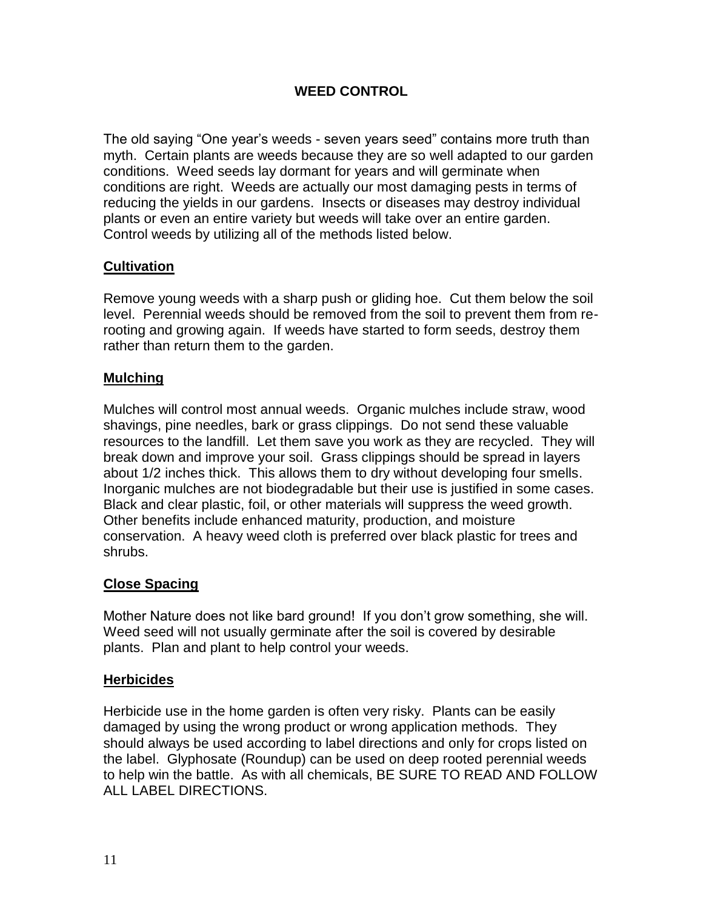# WEED CONTROL

The old saying "One year's weeds - seven years seed" contains more truth than myth. Certain plants are weeds because they are so well adapted to our garden conditions. Weed seeds lay dormant for years and will germinate when conditions are right. Weeds are actually our most damaging pests in terms of reducing the yields in our gardens. Insects or diseases may destroy individual plants or even an entire variety but weeds will take over an entire garden. Control weeds by utilizing all of the methods listed below.

## Cultivation

Remove young weeds with a sharp push or gliding hoe. Cut them below the soil level. Perennial weeds should be removed from the soil to prevent them from re-rooting and growing again. If weeds have started to form seeds, destroy them rather than return them to the garden.

## Mulching

Mulches will control most annual weeds. Organic mulches include straw, wood shavings, pine needles, bark or grass clippings. Do not send these valuable resources to the landfill. Let them save you work as they are recycled. They will break down and improve your soil. Grass clippings should be spread in layers about 1/2 inches thick. This allows them to dry without developing four smells. Inorganic mulches are not biodegradable but their use is justified in some cases. Black and clear plastic, foil, or other materials will suppress the weed growth. Other benefits include enhanced maturity, production, and moisture conservation. A heavy weed cloth is preferred over black plastic for trees and shrubs.

## Close Spacing

Mother Nature does not like bard ground! If you don't grow something, she will. Weed seed will not usually germinate after the soil is covered by desirable plants. Plan and plant to help control your weeds.

## Herbicides

Herbicide use in the home garden is often very risky. Plants can be easily damaged by using the wrong product or wrong application methods. They should always be used according to label directions and only for crops listed on the label. Glyphosate (Roundup) can be used on deep rooted perennial weeds to help win the battle. As with all chemicals, BE SURE TO READ AND FOLLOW ALL LABEL DIRECTIONS.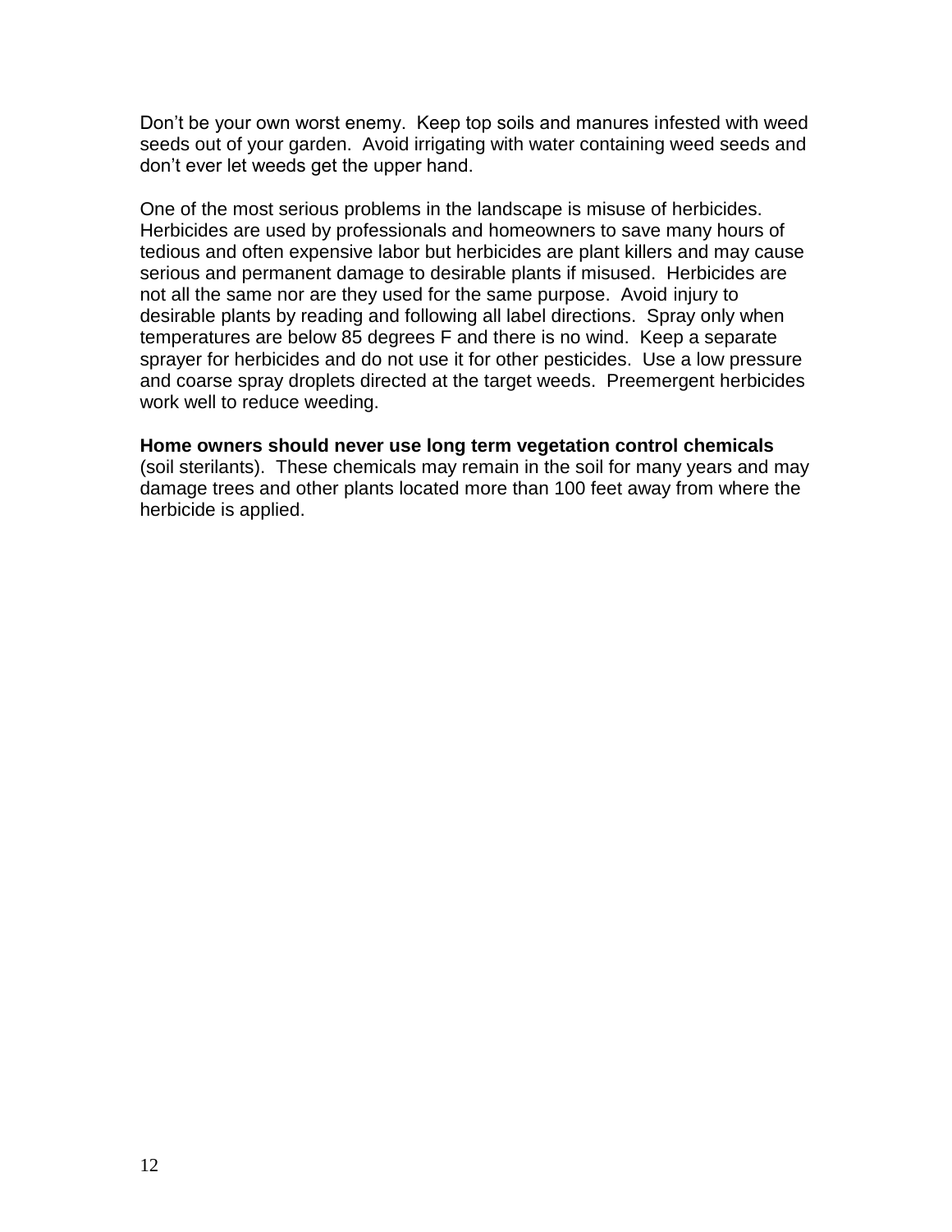Don't be your own worst enemy. Keep top soils and manures infested with weed seeds out of your garden. Avoid irrigating with water containing weed seeds and don't ever let weeds get the upper hand.

One of the most serious problems in the landscape is misuse of herbicides. Herbicides are used by professionals and homeowners to save many hours of tedious and often expensive labor but herbicides are plant killers and may cause serious and permanent damage to desirable plants if misused. Herbicides are not all the same nor are they used for the same purpose. Avoid injury to desirable plants by reading and following all label directions. Spray only when temperatures are below 85 degrees F and there is no wind. Keep a separate sprayer for herbicides and do not use it for other pesticides. Use a low pressure and coarse spray droplets directed at the target weeds. Preemergent herbicides work well to reduce weeding.

**Home owners should never use long term vegetation control chemicals** (soil sterilants). These chemicals may remain in the soil for many years and may damage trees and other plants located more than 100 feet away from where the herbicide is applied.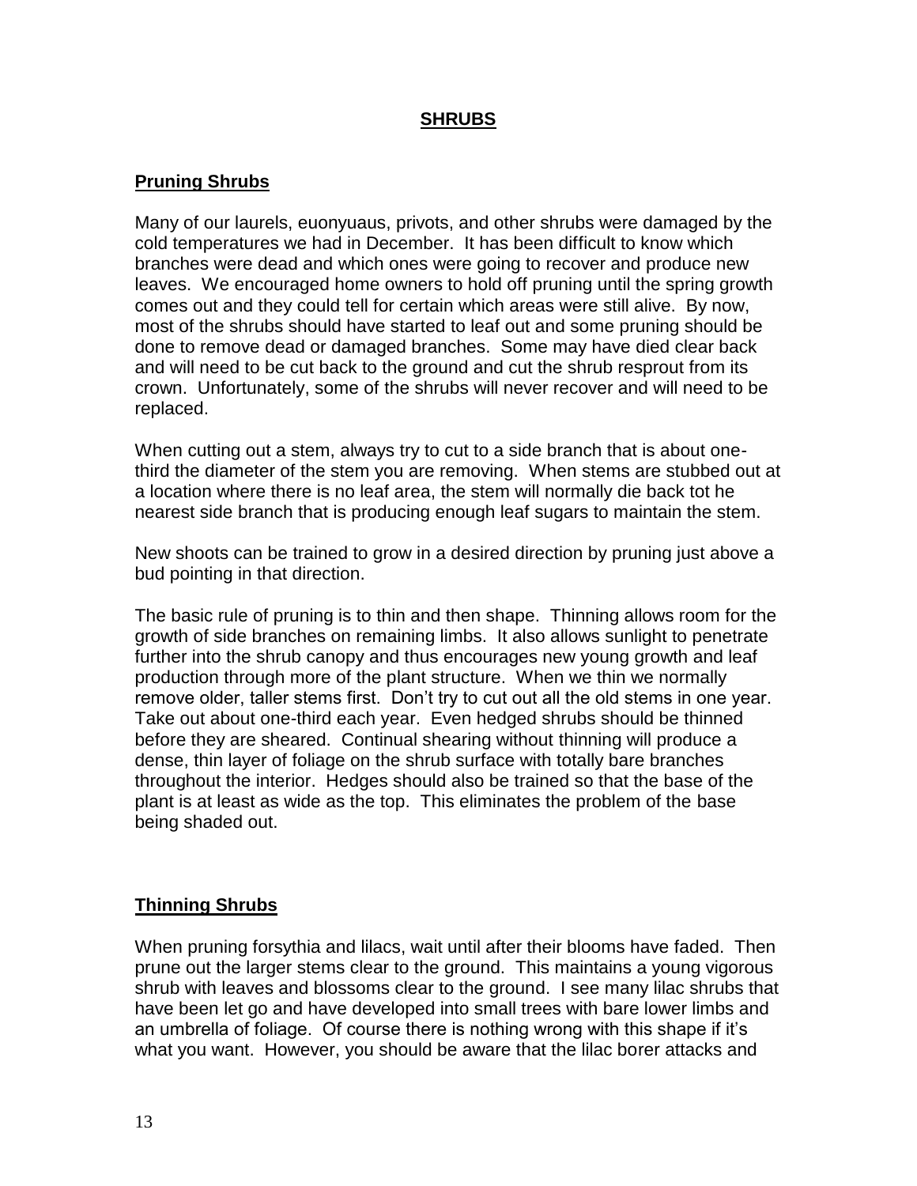# SHRUBS

## Pruning Shrubs

Many of our laurels, euonyuaus, privots, and other shrubs were damaged by the cold temperatures we had in December. It has been difficult to know which branches were dead and which ones were going to recover and produce new leaves. We encouraged home owners to hold off pruning until the spring growth comes out and they could tell for certain which areas were still alive. By now, most of the shrubs should have started to leaf out and some pruning should be done to remove dead or damaged branches. Some may have died clear back and will need to be cut back to the ground and cut the shrub resprout from its crown. Unfortunately, some of the shrubs will never recover and will need to be replaced.

When cutting out a stem, always try to cut to a side branch that is about one-third the diameter of the stem you are removing. When stems are stubbed out at a location where there is no leaf area, the stem will normally die back tot he nearest side branch that is producing enough leaf sugars to maintain the stem.

New shoots can be trained to grow in a desired direction by pruning just above a bud pointing in that direction.

The basic rule of pruning is to thin and then shape. Thinning allows room for the growth of side branches on remaining limbs. It also allows sunlight to penetrate further into the shrub canopy and thus encourages new young growth and leaf production through more of the plant structure. When we thin we normally remove older, taller stems first. Don't try to cut out all the old stems in one year. Take out about one-third each year. Even hedged shrubs should be thinned before they are sheared. Continual shearing without thinning will produce a dense, thin layer of foliage on the shrub surface with totally bare branches throughout the interior. Hedges should also be trained so that the base of the plant is at least as wide as the top. This eliminates the problem of the base being shaded out.

## Thinning Shrubs

When pruning forsythia and lilacs, wait until after their blooms have faded. Then prune out the larger stems clear to the ground. This maintains a young vigorous shrub with leaves and blossoms clear to the ground. I see many lilac shrubs that have been let go and have developed into small trees with bare lower limbs and an umbrella of foliage. Of course there is nothing wrong with this shape if it's what you want. However, you should be aware that the lilac borer attacks and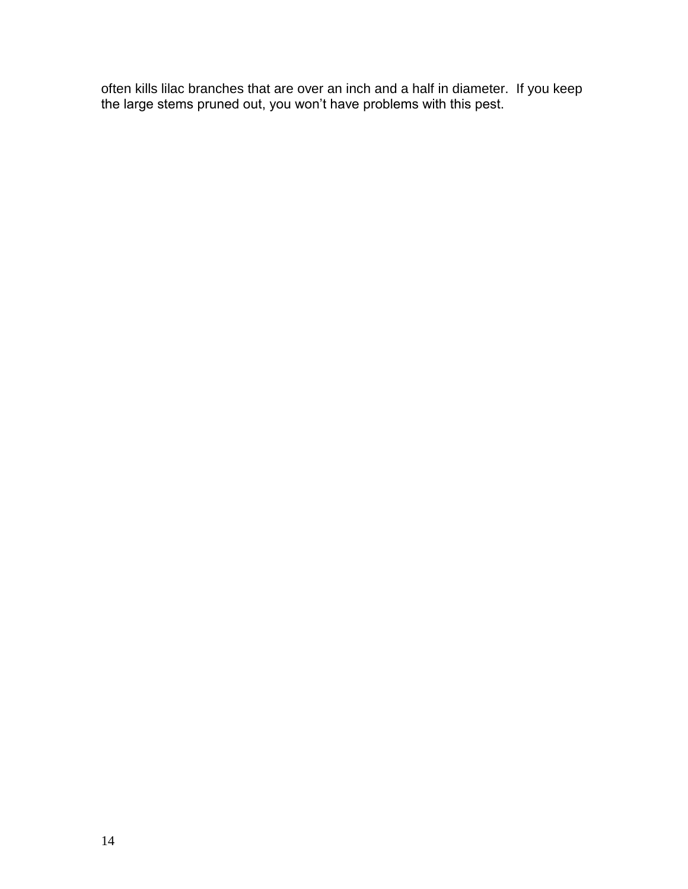often kills lilac branches that are over an inch and a half in diameter. If you keep the large stems pruned out, you won't have problems with this pest.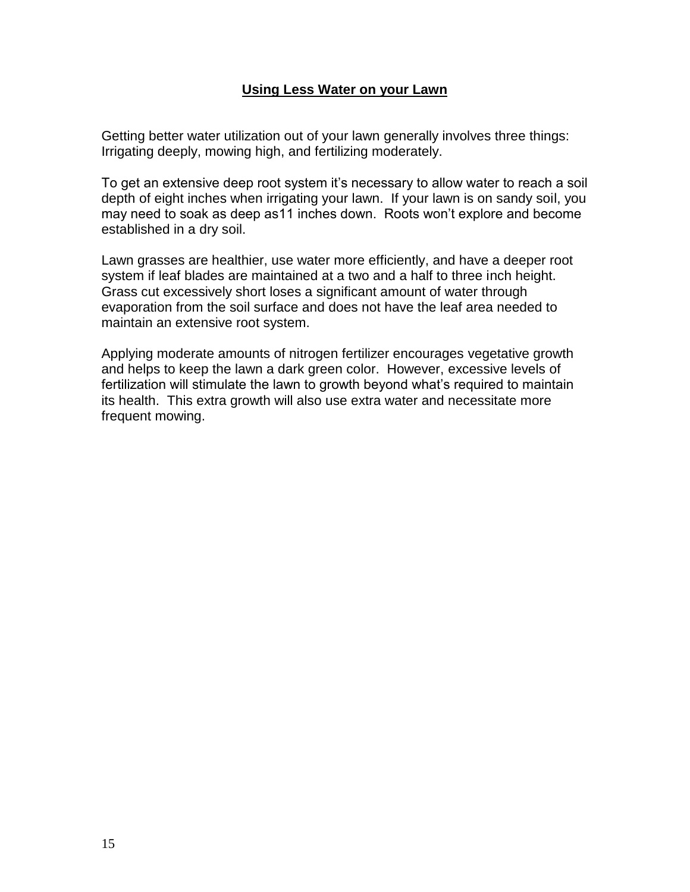## Using Less Water on your Lawn

Getting better water utilization out of your lawn generally involves three things: Irrigating deeply, mowing high, and fertilizing moderately.

To get an extensive deep root system it's necessary to allow water to reach a soil depth of eight inches when irrigating your lawn. If your lawn is on sandy soil, you may need to soak as deep as11 inches down. Roots won't explore and become established in a dry soil.

Lawn grasses are healthier, use water more efficiently, and have a deeper root system if leaf blades are maintained at a two and a half to three inch height. Grass cut excessively short loses a significant amount of water through evaporation from the soil surface and does not have the leaf area needed to maintain an extensive root system.

Applying moderate amounts of nitrogen fertilizer encourages vegetative growth and helps to keep the lawn a dark green color. However, excessive levels of fertilization will stimulate the lawn to growth beyond what's required to maintain its health. This extra growth will also use extra water and necessitate more frequent mowing.